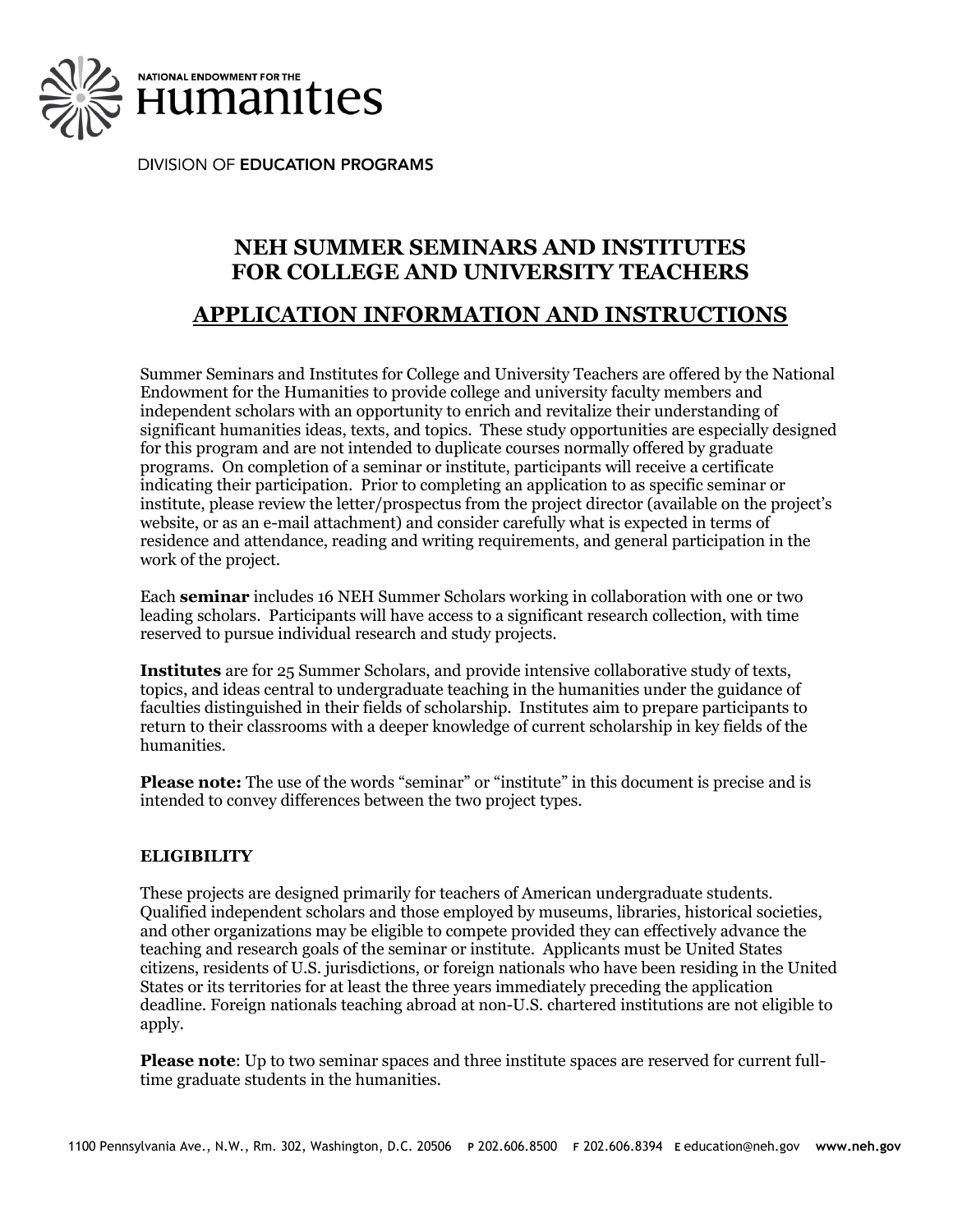NATIONAL ENDOWMENT FOR THE
Humanities

DIVISION OF **EDUCATION PROGRAMS**

# NEH SUMMER SEMINARS AND INSTITUTES FOR COLLEGE AND UNIVERSITY TEACHERS

## APPLICATION INFORMATION AND INSTRUCTIONS

Summer Seminars and Institutes for College and University Teachers are offered by the National Endowment for the Humanities to provide college and university faculty members and independent scholars with an opportunity to enrich and revitalize their understanding of significant humanities ideas, texts, and topics. These study opportunities are especially designed for this program and are not intended to duplicate courses normally offered by graduate programs. On completion of a seminar or institute, participants will receive a certificate indicating their participation. Prior to completing an application to as specific seminar or institute, please review the letter/prospectus from the project director (available on the project's website, or as an e-mail attachment) and consider carefully what is expected in terms of residence and attendance, reading and writing requirements, and general participation in the work of the project.

Each **seminar** includes 16 NEH Summer Scholars working in collaboration with one or two leading scholars. Participants will have access to a significant research collection, with time reserved to pursue individual research and study projects.

**Institutes** are for 25 Summer Scholars, and provide intensive collaborative study of texts, topics, and ideas central to undergraduate teaching in the humanities under the guidance of faculties distinguished in their fields of scholarship. Institutes aim to prepare participants to return to their classrooms with a deeper knowledge of current scholarship in key fields of the humanities.

**Please note:** The use of the words "seminar" or "institute" in this document is precise and is intended to convey differences between the two project types.

### ELIGIBILITY

These projects are designed primarily for teachers of American undergraduate students. Qualified independent scholars and those employed by museums, libraries, historical societies, and other organizations may be eligible to compete provided they can effectively advance the teaching and research goals of the seminar or institute. Applicants must be United States citizens, residents of U.S. jurisdictions, or foreign nationals who have been residing in the United States or its territories for at least the three years immediately preceding the application deadline. Foreign nationals teaching abroad at non-U.S. chartered institutions are not eligible to apply.

**Please note**: Up to two seminar spaces and three institute spaces are reserved for current full-time graduate students in the humanities.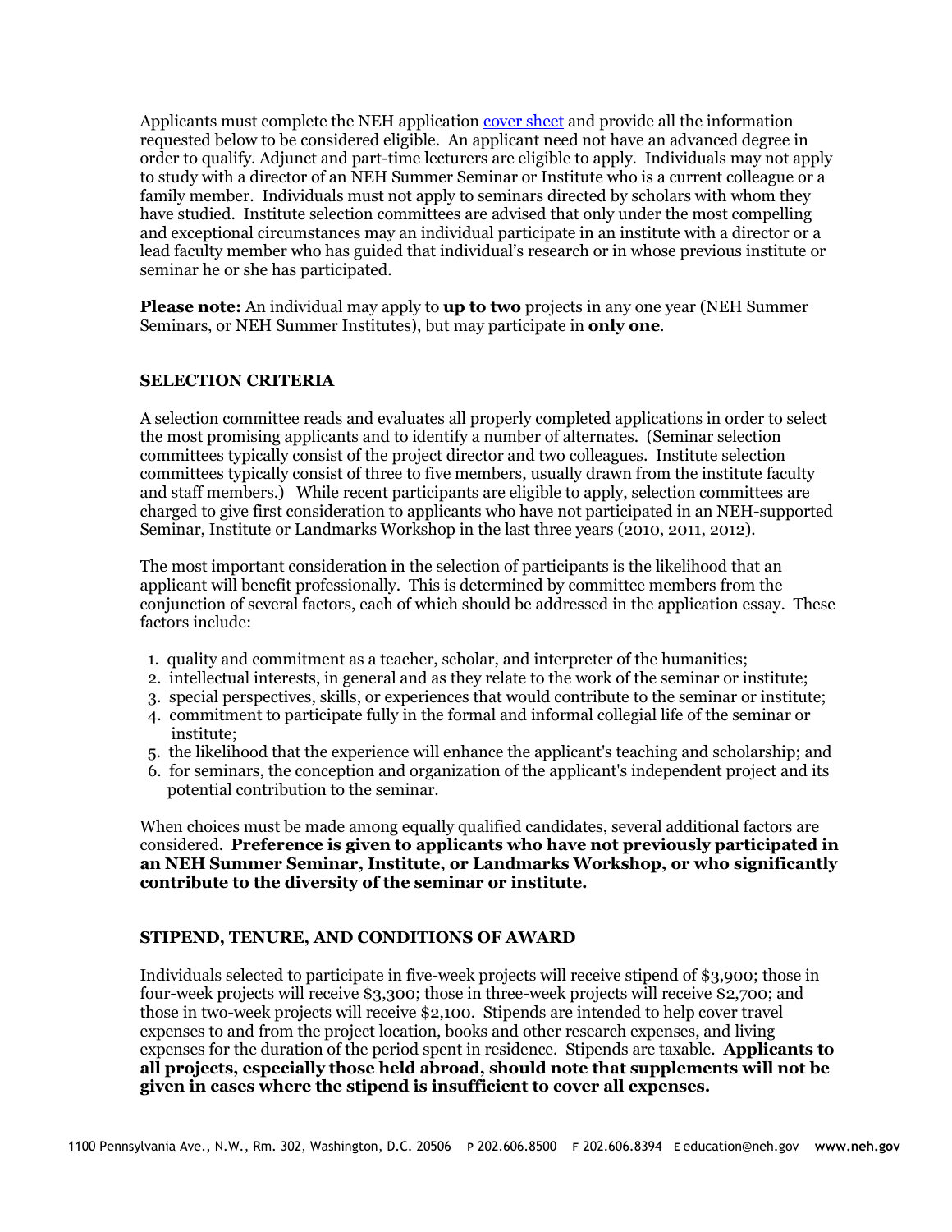Applicants must complete the NEH application [cover sheet] and provide all the information requested below to be considered eligible. An applicant need not have an advanced degree in order to qualify. Adjunct and part-time lecturers are eligible to apply. Individuals may not apply to study with a director of an NEH Summer Seminar or Institute who is a current colleague or a family member. Individuals must not apply to seminars directed by scholars with whom they have studied. Institute selection committees are advised that only under the most compelling and exceptional circumstances may an individual participate in an institute with a director or a lead faculty member who has guided that individual's research or in whose previous institute or seminar he or she has participated.

**Please note:** An individual may apply to **up to two** projects in any one year (NEH Summer Seminars, or NEH Summer Institutes), but may participate in **only one**.

## SELECTION CRITERIA

A selection committee reads and evaluates all properly completed applications in order to select the most promising applicants and to identify a number of alternates. (Seminar selection committees typically consist of the project director and two colleagues. Institute selection committees typically consist of three to five members, usually drawn from the institute faculty and staff members.) While recent participants are eligible to apply, selection committees are charged to give first consideration to applicants who have not participated in an NEH-supported Seminar, Institute or Landmarks Workshop in the last three years (2010, 2011, 2012).

The most important consideration in the selection of participants is the likelihood that an applicant will benefit professionally. This is determined by committee members from the conjunction of several factors, each of which should be addressed in the application essay. These factors include:

1. quality and commitment as a teacher, scholar, and interpreter of the humanities;
2. intellectual interests, in general and as they relate to the work of the seminar or institute;
3. special perspectives, skills, or experiences that would contribute to the seminar or institute;
4. commitment to participate fully in the formal and informal collegial life of the seminar or institute;
5. the likelihood that the experience will enhance the applicant's teaching and scholarship; and
6. for seminars, the conception and organization of the applicant's independent project and its potential contribution to the seminar.

When choices must be made among equally qualified candidates, several additional factors are considered. **Preference is given to applicants who have not previously participated in an NEH Summer Seminar, Institute, or Landmarks Workshop, or who significantly contribute to the diversity of the seminar or institute.**

## STIPEND, TENURE, AND CONDITIONS OF AWARD

Individuals selected to participate in five-week projects will receive stipend of $3,900; those in four-week projects will receive $3,300; those in three-week projects will receive $2,700; and those in two-week projects will receive $2,100. Stipends are intended to help cover travel expenses to and from the project location, books and other research expenses, and living expenses for the duration of the period spent in residence. Stipends are taxable. **Applicants to all projects, especially those held abroad, should note that supplements will not be given in cases where the stipend is insufficient to cover all expenses.**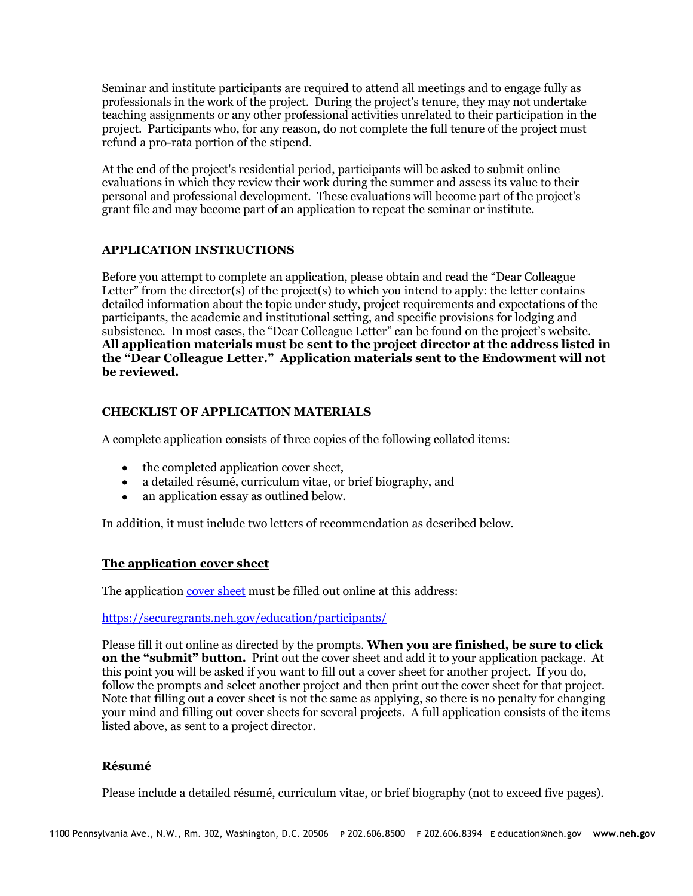Seminar and institute participants are required to attend all meetings and to engage fully as professionals in the work of the project. During the project's tenure, they may not undertake teaching assignments or any other professional activities unrelated to their participation in the project. Participants who, for any reason, do not complete the full tenure of the project must refund a pro-rata portion of the stipend.

At the end of the project's residential period, participants will be asked to submit online evaluations in which they review their work during the summer and assess its value to their personal and professional development. These evaluations will become part of the project's grant file and may become part of an application to repeat the seminar or institute.

## APPLICATION INSTRUCTIONS

Before you attempt to complete an application, please obtain and read the "Dear Colleague Letter" from the director(s) of the project(s) to which you intend to apply: the letter contains detailed information about the topic under study, project requirements and expectations of the participants, the academic and institutional setting, and specific provisions for lodging and subsistence. In most cases, the "Dear Colleague Letter" can be found on the project's website. **All application materials must be sent to the project director at the address listed in the "Dear Colleague Letter." Application materials sent to the Endowment will not be reviewed.**

## CHECKLIST OF APPLICATION MATERIALS

A complete application consists of three copies of the following collated items:

- the completed application cover sheet,
- a detailed résumé, curriculum vitae, or brief biography, and
- an application essay as outlined below.

In addition, it must include two letters of recommendation as described below.

### The application cover sheet

The application cover sheet must be filled out online at this address:

https://securegrants.neh.gov/education/participants/

Please fill it out online as directed by the prompts. **When you are finished, be sure to click on the "submit" button.** Print out the cover sheet and add it to your application package. At this point you will be asked if you want to fill out a cover sheet for another project. If you do, follow the prompts and select another project and then print out the cover sheet for that project. Note that filling out a cover sheet is not the same as applying, so there is no penalty for changing your mind and filling out cover sheets for several projects. A full application consists of the items listed above, as sent to a project director.

### Résumé

Please include a detailed résumé, curriculum vitae, or brief biography (not to exceed five pages).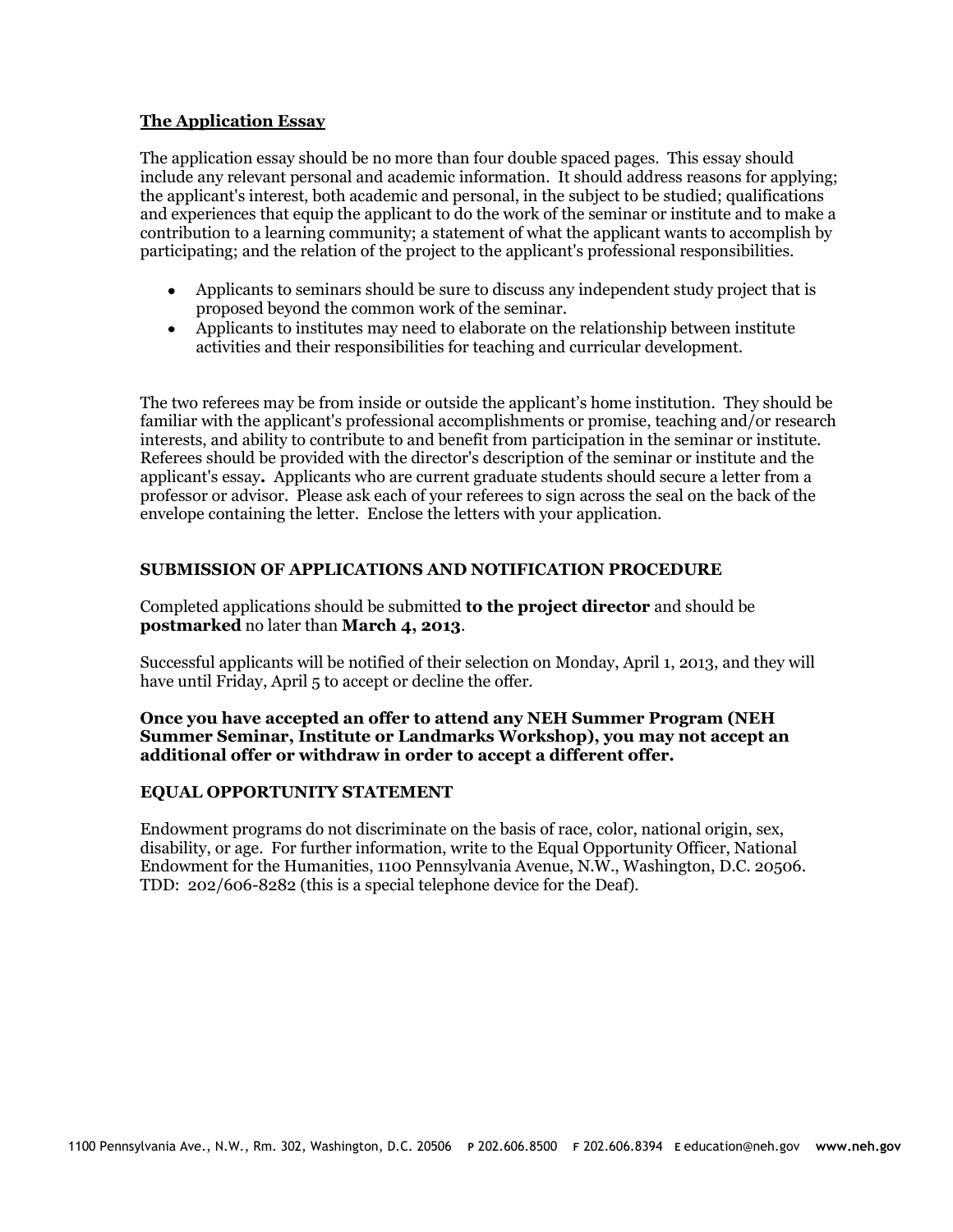## The Application Essay

The application essay should be no more than four double spaced pages. This essay should include any relevant personal and academic information. It should address reasons for applying; the applicant's interest, both academic and personal, in the subject to be studied; qualifications and experiences that equip the applicant to do the work of the seminar or institute and to make a contribution to a learning community; a statement of what the applicant wants to accomplish by participating; and the relation of the project to the applicant's professional responsibilities.

- Applicants to seminars should be sure to discuss any independent study project that is proposed beyond the common work of the seminar.
- Applicants to institutes may need to elaborate on the relationship between institute activities and their responsibilities for teaching and curricular development.

The two referees may be from inside or outside the applicant's home institution. They should be familiar with the applicant's professional accomplishments or promise, teaching and/or research interests, and ability to contribute to and benefit from participation in the seminar or institute. Referees should be provided with the director's description of the seminar or institute and the applicant's essay**.** Applicants who are current graduate students should secure a letter from a professor or advisor. Please ask each of your referees to sign across the seal on the back of the envelope containing the letter. Enclose the letters with your application.

## SUBMISSION OF APPLICATIONS AND NOTIFICATION PROCEDURE

Completed applications should be submitted **to the project director** and should be **postmarked** no later than **March 4, 2013**.

Successful applicants will be notified of their selection on Monday, April 1, 2013, and they will have until Friday, April 5 to accept or decline the offer.

**Once you have accepted an offer to attend any NEH Summer Program (NEH Summer Seminar, Institute or Landmarks Workshop), you may not accept an additional offer or withdraw in order to accept a different offer.**

## EQUAL OPPORTUNITY STATEMENT

Endowment programs do not discriminate on the basis of race, color, national origin, sex, disability, or age. For further information, write to the Equal Opportunity Officer, National Endowment for the Humanities, 1100 Pennsylvania Avenue, N.W., Washington, D.C. 20506. TDD: 202/606-8282 (this is a special telephone device for the Deaf).

1100 Pennsylvania Ave., N.W., Rm. 302, Washington, D.C. 20506 **P** 202.606.8500 **F** 202.606.8394 **E** education@neh.gov **www.neh.gov**